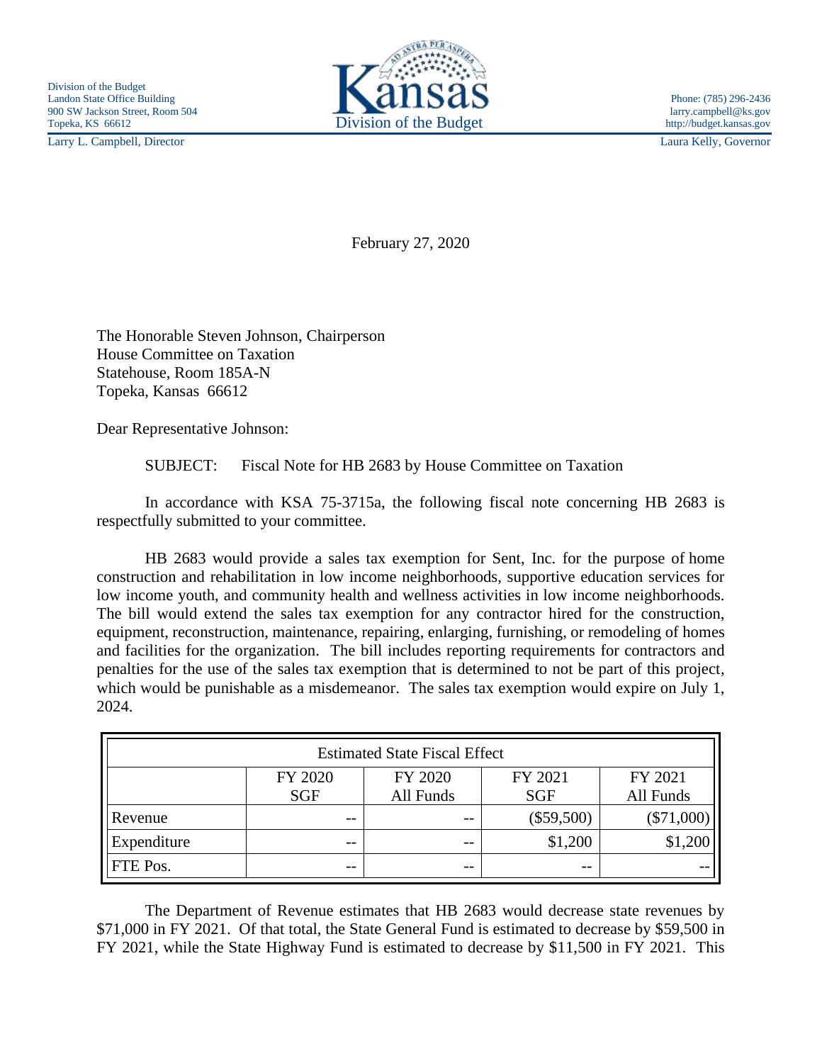Division of the Budget
Landon State Office Building
900 SW Jackson Street, Room 504
Topeka, KS 66612
Larry L. Campbell, Director

Kansas
Division of the Budget

Phone: (785) 296-2436
larry.campbell@ks.gov
http://budget.kansas.gov
Laura Kelly, Governor

February 27, 2020

The Honorable Steven Johnson, Chairperson
House Committee on Taxation
Statehouse, Room 185A-N
Topeka, Kansas 66612

Dear Representative Johnson:

SUBJECT: Fiscal Note for HB 2683 by House Committee on Taxation

In accordance with KSA 75-3715a, the following fiscal note concerning HB 2683 is respectfully submitted to your committee.

HB 2683 would provide a sales tax exemption for Sent, Inc. for the purpose of home construction and rehabilitation in low income neighborhoods, supportive education services for low income youth, and community health and wellness activities in low income neighborhoods. The bill would extend the sales tax exemption for any contractor hired for the construction, equipment, reconstruction, maintenance, repairing, enlarging, furnishing, or remodeling of homes and facilities for the organization. The bill includes reporting requirements for contractors and penalties for the use of the sales tax exemption that is determined to not be part of this project, which would be punishable as a misdemeanor. The sales tax exemption would expire on July 1, 2024.

| Estimated State Fiscal Effect | | | | |
|---|---|---|---|---|
| | FY 2020 SGF | FY 2020 All Funds | FY 2021 SGF | FY 2021 All Funds |
| Revenue | -- | -- | ($59,500) | ($71,000) |
| Expenditure | -- | -- | $1,200 | $1,200 |
| FTE Pos. | -- | -- | -- | -- |

The Department of Revenue estimates that HB 2683 would decrease state revenues by $71,000 in FY 2021. Of that total, the State General Fund is estimated to decrease by $59,500 in FY 2021, while the State Highway Fund is estimated to decrease by $11,500 in FY 2021. This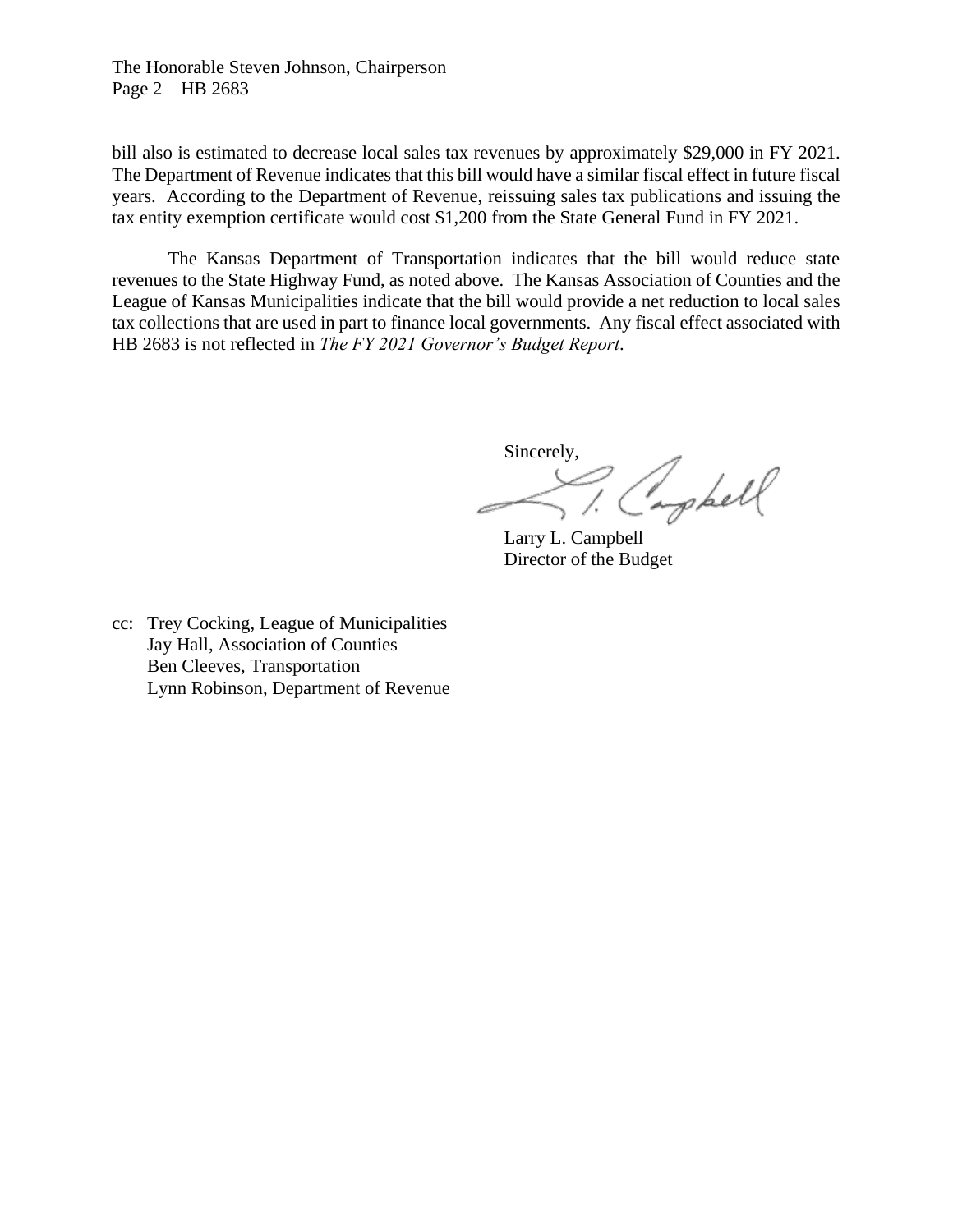bill also is estimated to decrease local sales tax revenues by approximately $29,000 in FY 2021. The Department of Revenue indicates that this bill would have a similar fiscal effect in future fiscal years. According to the Department of Revenue, reissuing sales tax publications and issuing the tax entity exemption certificate would cost $1,200 from the State General Fund in FY 2021.

The Kansas Department of Transportation indicates that the bill would reduce state revenues to the State Highway Fund, as noted above. The Kansas Association of Counties and the League of Kansas Municipalities indicate that the bill would provide a net reduction to local sales tax collections that are used in part to finance local governments. Any fiscal effect associated with HB 2683 is not reflected in *The FY 2021 Governor's Budget Report*.

Sincerely,

Larry L. Campbell
Director of the Budget

cc: Trey Cocking, League of Municipalities
Jay Hall, Association of Counties
Ben Cleeves, Transportation
Lynn Robinson, Department of Revenue